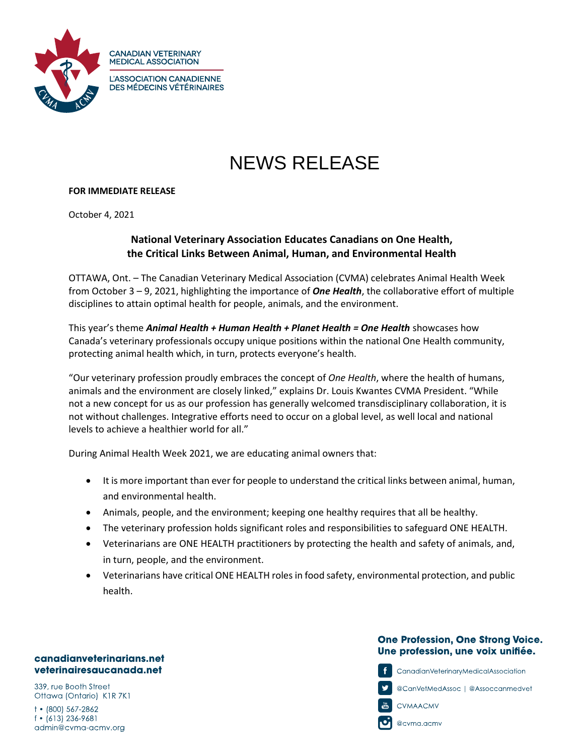CANADIAN VETERINARY MEDICAL ASSOCIATION

L'ASSOCIATION CANADIENNE DES MÉDECINS VÉTÉRINAIRES

# NEWS RELEASE

**FOR IMMEDIATE RELEASE**

October 4, 2021

## National Veterinary Association Educates Canadians on One Health, the Critical Links Between Animal, Human, and Environmental Health

OTTAWA, Ont. – The Canadian Veterinary Medical Association (CVMA) celebrates Animal Health Week from October 3 – 9, 2021, highlighting the importance of ***One Health***, the collaborative effort of multiple disciplines to attain optimal health for people, animals, and the environment.

This year's theme ***Animal Health + Human Health + Planet Health = One Health*** showcases how Canada's veterinary professionals occupy unique positions within the national One Health community, protecting animal health which, in turn, protects everyone's health.

"Our veterinary profession proudly embraces the concept of *One Health*, where the health of humans, animals and the environment are closely linked," explains Dr. Louis Kwantes CVMA President. "While not a new concept for us as our profession has generally welcomed transdisciplinary collaboration, it is not without challenges. Integrative efforts need to occur on a global level, as well local and national levels to achieve a healthier world for all."

During Animal Health Week 2021, we are educating animal owners that:

- It is more important than ever for people to understand the critical links between animal, human, and environmental health.
- Animals, people, and the environment; keeping one healthy requires that all be healthy.
- The veterinary profession holds significant roles and responsibilities to safeguard ONE HEALTH.
- Veterinarians are ONE HEALTH practitioners by protecting the health and safety of animals, and, in turn, people, and the environment.
- Veterinarians have critical ONE HEALTH roles in food safety, environmental protection, and public health.

**canadianveterinarians.net**
**veterinairesaucanada.net**

339, rue Booth Street
Ottawa (Ontario) K1R 7K1

t • (800) 567-2862
f • (613) 236-9681
admin@cvma-acmv.org

**One Profession, One Strong Voice.**
**Une profession, une voix unifiée.**

CanadianVeterinaryMedicalAssociation
@CanVetMedAssoc | @Assoccanmedvet
CVMAACMV
@cvma.acmv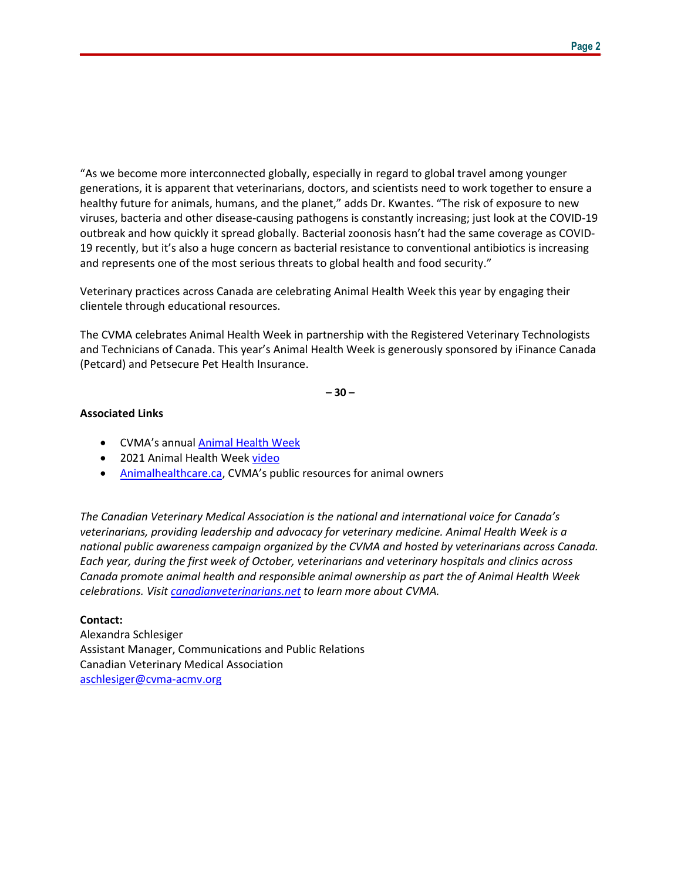"As we become more interconnected globally, especially in regard to global travel among younger generations, it is apparent that veterinarians, doctors, and scientists need to work together to ensure a healthy future for animals, humans, and the planet," adds Dr. Kwantes. "The risk of exposure to new viruses, bacteria and other disease-causing pathogens is constantly increasing; just look at the COVID-19 outbreak and how quickly it spread globally. Bacterial zoonosis hasn't had the same coverage as COVID-19 recently, but it's also a huge concern as bacterial resistance to conventional antibiotics is increasing and represents one of the most serious threats to global health and food security."

Veterinary practices across Canada are celebrating Animal Health Week this year by engaging their clientele through educational resources.

The CVMA celebrates Animal Health Week in partnership with the Registered Veterinary Technologists and Technicians of Canada. This year's Animal Health Week is generously sponsored by iFinance Canada (Petcard) and Petsecure Pet Health Insurance.

**– 30 –**

**Associated Links**

- CVMA's annual Animal Health Week
- 2021 Animal Health Week video
- Animalhealthcare.ca, CVMA's public resources for animal owners

*The Canadian Veterinary Medical Association is the national and international voice for Canada's veterinarians, providing leadership and advocacy for veterinary medicine. Animal Health Week is a national public awareness campaign organized by the CVMA and hosted by veterinarians across Canada. Each year, during the first week of October, veterinarians and veterinary hospitals and clinics across Canada promote animal health and responsible animal ownership as part the of Animal Health Week celebrations. Visit canadianveterinarians.net to learn more about CVMA.*

**Contact:**
Alexandra Schlesiger
Assistant Manager, Communications and Public Relations
Canadian Veterinary Medical Association
aschlesiger@cvma-acmv.org